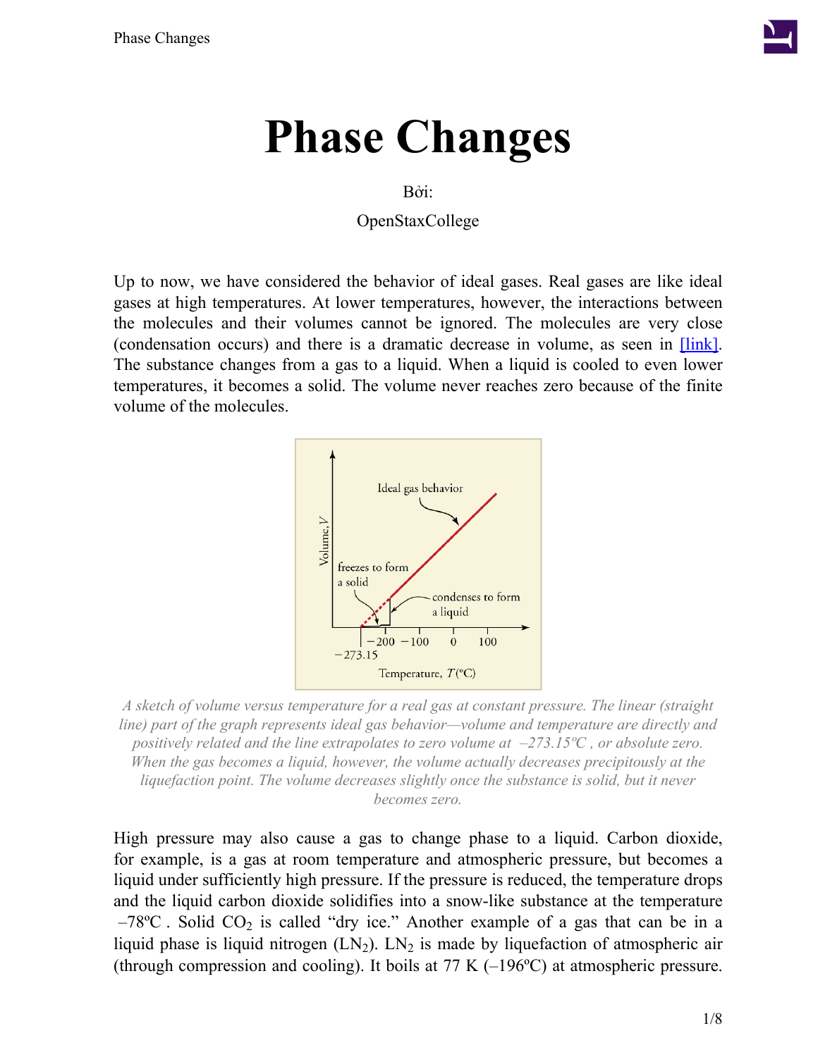# Phase Changes

Bởi:

OpenStaxCollege

Up to now, we have considered the behavior of ideal gases. Real gases are like ideal gases at high temperatures. At lower temperatures, however, the interactions between the molecules and their volumes cannot be ignored. The molecules are very close (condensation occurs) and there is a dramatic decrease in volume, as seen in [link]. The substance changes from a gas to a liquid. When a liquid is cooled to even lower temperatures, it becomes a solid. The volume never reaches zero because of the finite volume of the molecules.

*A sketch of volume versus temperature for a real gas at constant pressure. The linear (straight line) part of the graph represents ideal gas behavior—volume and temperature are directly and positively related and the line extrapolates to zero volume at $-273.15\text{ºC}$, or absolute zero. When the gas becomes a liquid, however, the volume actually decreases precipitously at the liquefaction point. The volume decreases slightly once the substance is solid, but it never becomes zero.*

High pressure may also cause a gas to change phase to a liquid. Carbon dioxide, for example, is a gas at room temperature and atmospheric pressure, but becomes a liquid under sufficiently high pressure. If the pressure is reduced, the temperature drops and the liquid carbon dioxide solidifies into a snow-like substance at the temperature $-78\text{ºC}$. Solid $CO_2$ is called "dry ice." Another example of a gas that can be in a liquid phase is liquid nitrogen ($LN_2$). $LN_2$ is made by liquefaction of atmospheric air (through compression and cooling). It boils at 77 K (–196ºC) at atmospheric pressure.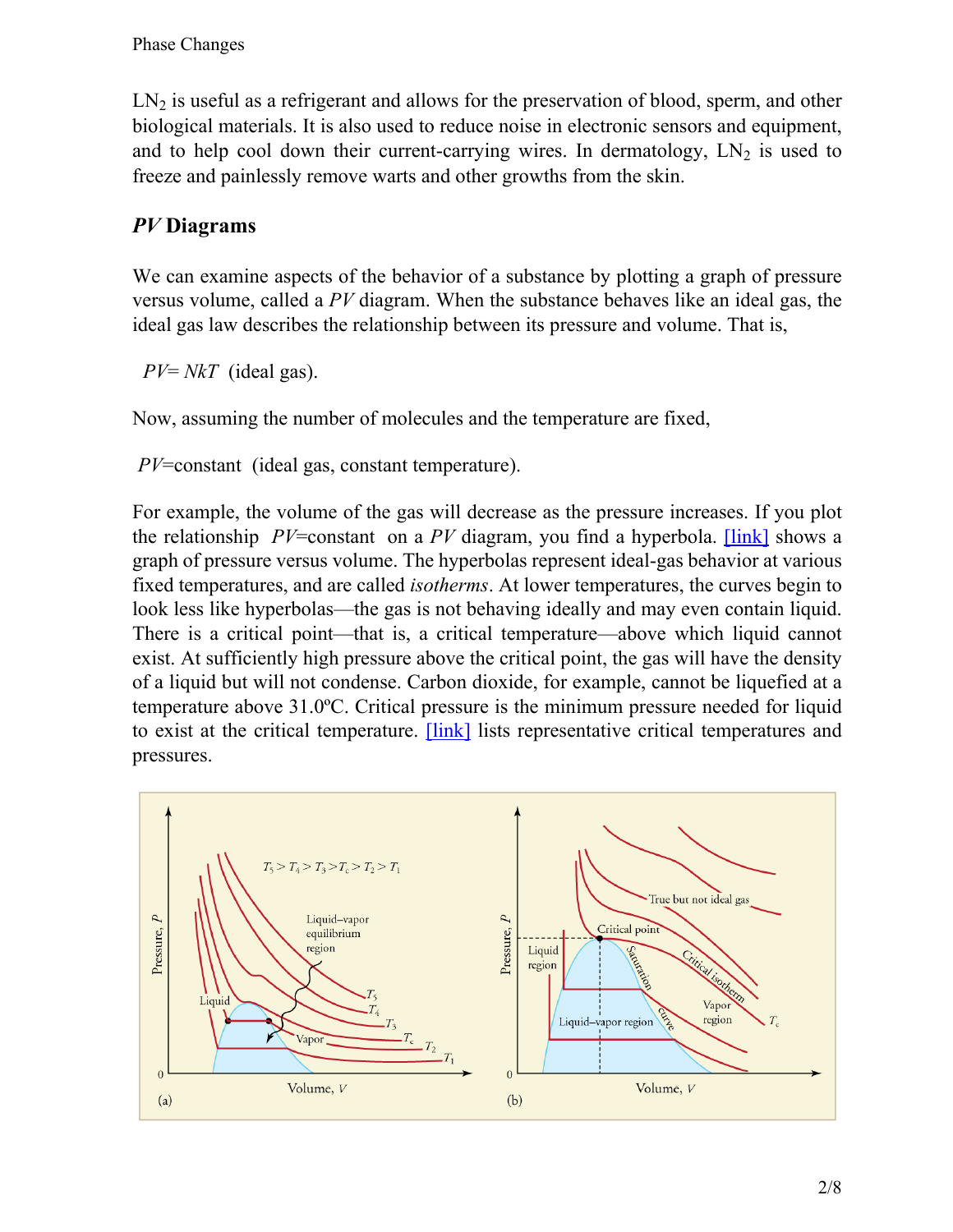$LN_2$ is useful as a refrigerant and allows for the preservation of blood, sperm, and other biological materials. It is also used to reduce noise in electronic sensors and equipment, and to help cool down their current-carrying wires. In dermatology, $LN_2$ is used to freeze and painlessly remove warts and other growths from the skin.

## *PV* Diagrams

We can examine aspects of the behavior of a substance by plotting a graph of pressure versus volume, called a *PV* diagram. When the substance behaves like an ideal gas, the ideal gas law describes the relationship between its pressure and volume. That is,

$$PV = NkT \text{ (ideal gas).}$$

Now, assuming the number of molecules and the temperature are fixed,

$$PV = \text{constant} \text{ (ideal gas, constant temperature).}$$

For example, the volume of the gas will decrease as the pressure increases. If you plot the relationship $PV = \text{constant}$ on a *PV* diagram, you find a hyperbola. [link] shows a graph of pressure versus volume. The hyperbolas represent ideal-gas behavior at various fixed temperatures, and are called *isotherms*. At lower temperatures, the curves begin to look less like hyperbolas—the gas is not behaving ideally and may even contain liquid. There is a critical point—that is, a critical temperature—above which liquid cannot exist. At sufficiently high pressure above the critical point, the gas will have the density of a liquid but will not condense. Carbon dioxide, for example, cannot be liquefied at a temperature above 31.0ºC. Critical pressure is the minimum pressure needed for liquid to exist at the critical temperature. [link] lists representative critical temperatures and pressures.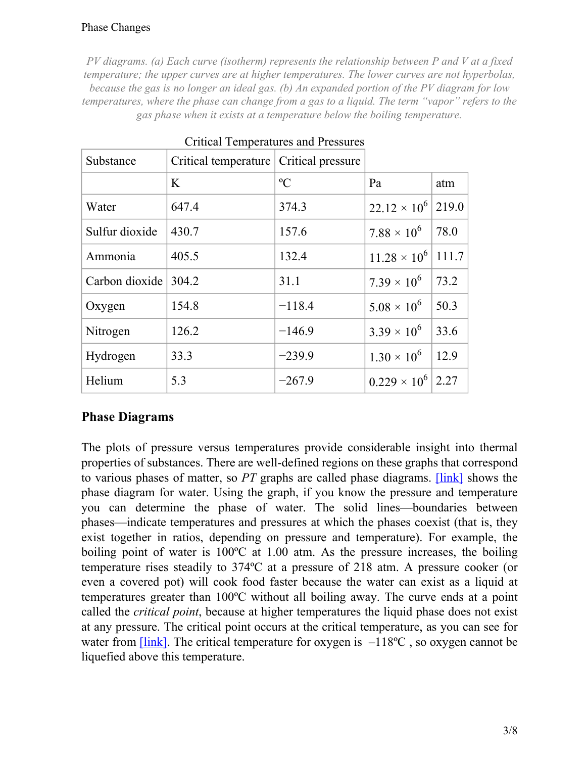*PV diagrams. (a) Each curve (isotherm) represents the relationship between P and V at a fixed temperature; the upper curves are at higher temperatures. The lower curves are not hyperbolas, because the gas is no longer an ideal gas. (b) An expanded portion of the PV diagram for low temperatures, where the phase can change from a gas to a liquid. The term "vapor" refers to the gas phase when it exists at a temperature below the boiling temperature.*

Critical Temperatures and Pressures

| Substance | Critical temperature | | Critical pressure | |
|---|---|---|---|---|
| | K | ºC | Pa | atm |
| Water | 647.4 | 374.3 | $22.12 \times 10^6$ | 219.0 |
| Sulfur dioxide | 430.7 | 157.6 | $7.88 \times 10^6$ | 78.0 |
| Ammonia | 405.5 | 132.4 | $11.28 \times 10^6$ | 111.7 |
| Carbon dioxide | 304.2 | 31.1 | $7.39 \times 10^6$ | 73.2 |
| Oxygen | 154.8 | −118.4 | $5.08 \times 10^6$ | 50.3 |
| Nitrogen | 126.2 | −146.9 | $3.39 \times 10^6$ | 33.6 |
| Hydrogen | 33.3 | −239.9 | $1.30 \times 10^6$ | 12.9 |
| Helium | 5.3 | −267.9 | $0.229 \times 10^6$ | 2.27 |

## Phase Diagrams

The plots of pressure versus temperatures provide considerable insight into thermal properties of substances. There are well-defined regions on these graphs that correspond to various phases of matter, so *PT* graphs are called phase diagrams. [link] shows the phase diagram for water. Using the graph, if you know the pressure and temperature you can determine the phase of water. The solid lines—boundaries between phases—indicate temperatures and pressures at which the phases coexist (that is, they exist together in ratios, depending on pressure and temperature). For example, the boiling point of water is 100ºC at 1.00 atm. As the pressure increases, the boiling temperature rises steadily to 374ºC at a pressure of 218 atm. A pressure cooker (or even a covered pot) will cook food faster because the water can exist as a liquid at temperatures greater than 100ºC without all boiling away. The curve ends at a point called the *critical point*, because at higher temperatures the liquid phase does not exist at any pressure. The critical point occurs at the critical temperature, as you can see for water from [link]. The critical temperature for oxygen is –118ºC , so oxygen cannot be liquefied above this temperature.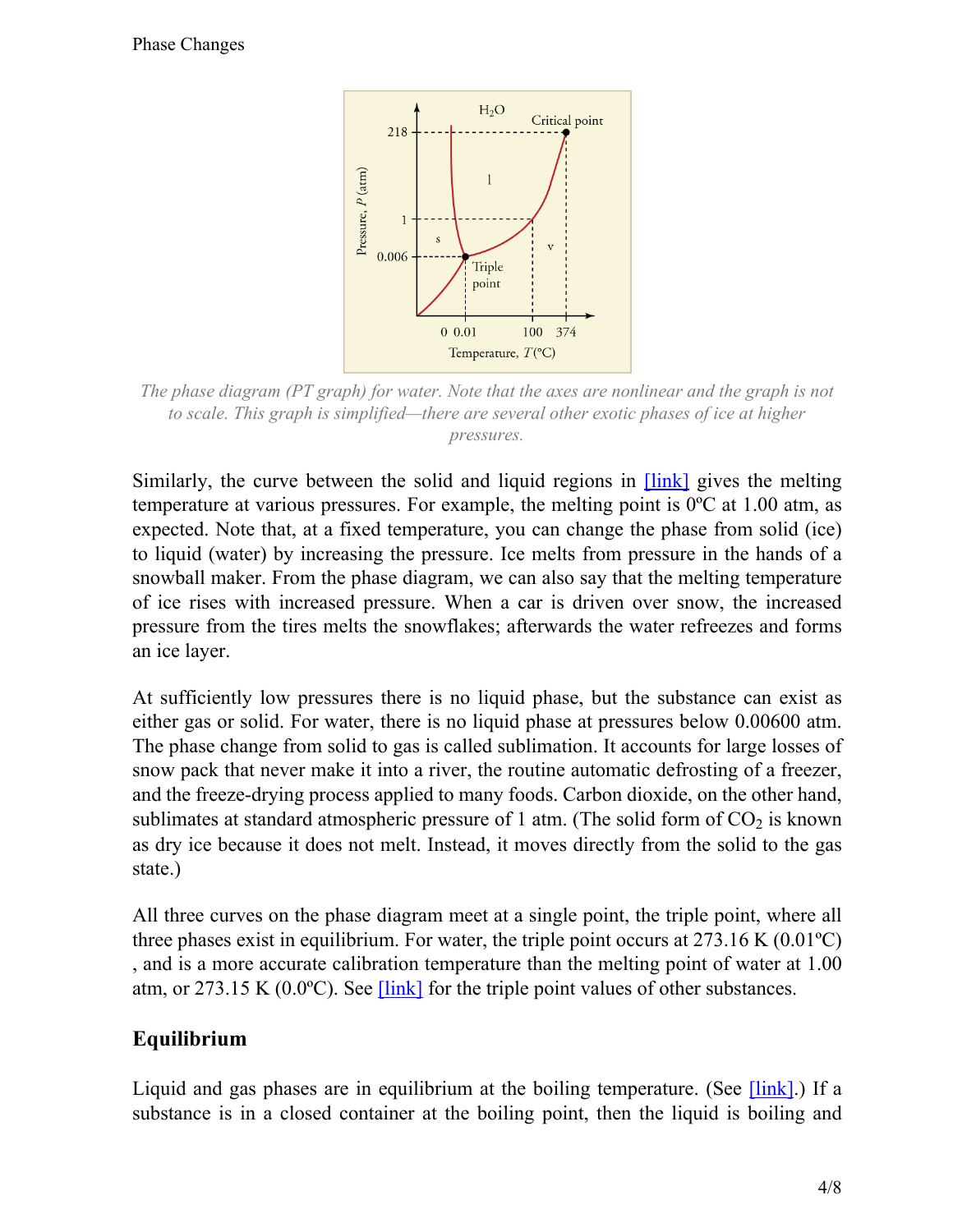The phase diagram (PT graph) for water. Note that the axes are nonlinear and the graph is not to scale. This graph is simplified—there are several other exotic phases of ice at higher pressures.

Similarly, the curve between the solid and liquid regions in [link] gives the melting temperature at various pressures. For example, the melting point is 0ºC at 1.00 atm, as expected. Note that, at a fixed temperature, you can change the phase from solid (ice) to liquid (water) by increasing the pressure. Ice melts from pressure in the hands of a snowball maker. From the phase diagram, we can also say that the melting temperature of ice rises with increased pressure. When a car is driven over snow, the increased pressure from the tires melts the snowflakes; afterwards the water refreezes and forms an ice layer.

At sufficiently low pressures there is no liquid phase, but the substance can exist as either gas or solid. For water, there is no liquid phase at pressures below 0.00600 atm. The phase change from solid to gas is called sublimation. It accounts for large losses of snow pack that never make it into a river, the routine automatic defrosting of a freezer, and the freeze-drying process applied to many foods. Carbon dioxide, on the other hand, sublimates at standard atmospheric pressure of 1 atm. (The solid form of $CO_2$ is known as dry ice because it does not melt. Instead, it moves directly from the solid to the gas state.)

All three curves on the phase diagram meet at a single point, the triple point, where all three phases exist in equilibrium. For water, the triple point occurs at 273.16 K (0.01ºC), and is a more accurate calibration temperature than the melting point of water at 1.00 atm, or 273.15 K (0.0ºC). See [link] for the triple point values of other substances.

## Equilibrium

Liquid and gas phases are in equilibrium at the boiling temperature. (See [link].) If a substance is in a closed container at the boiling point, then the liquid is boiling and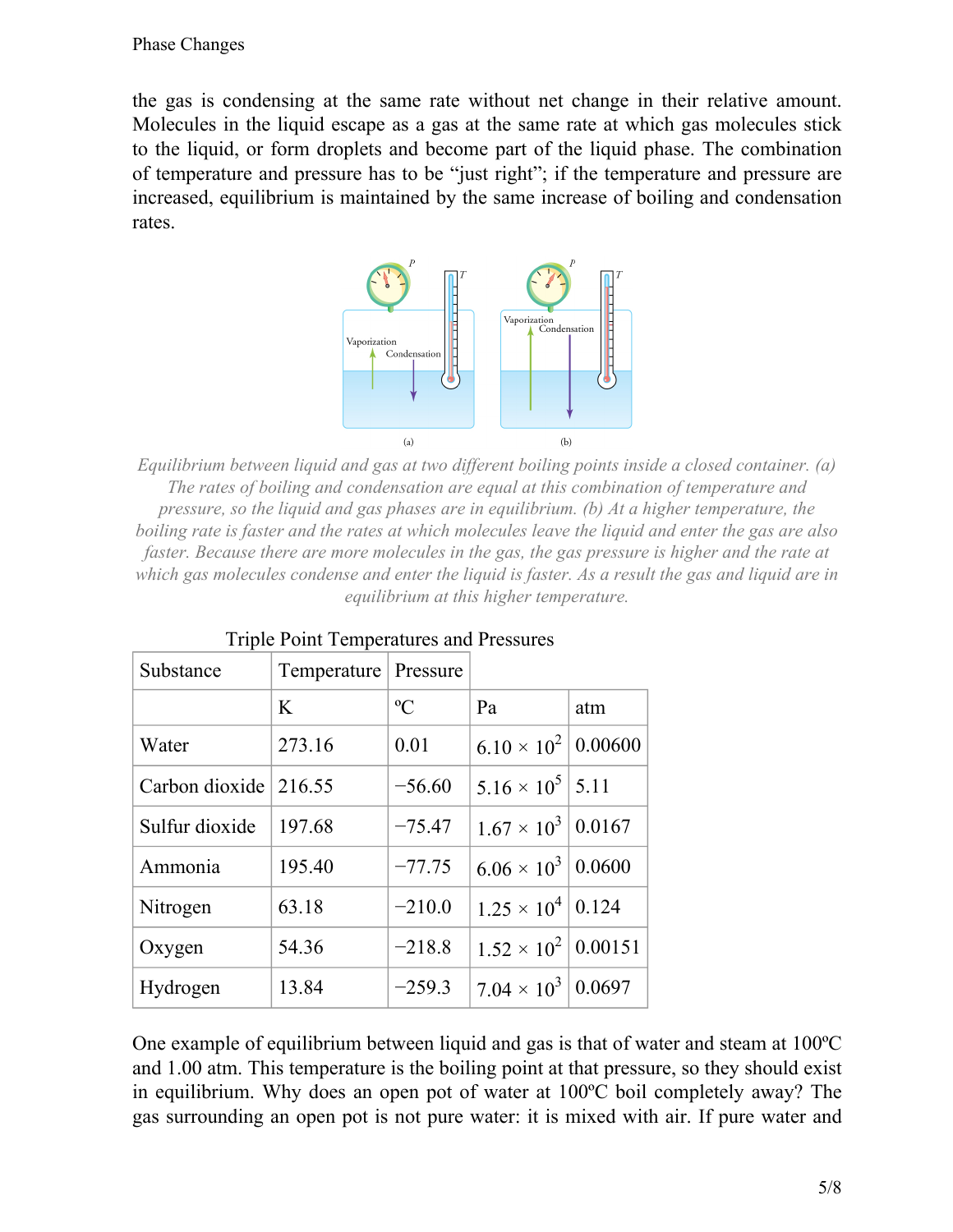the gas is condensing at the same rate without net change in their relative amount. Molecules in the liquid escape as a gas at the same rate at which gas molecules stick to the liquid, or form droplets and become part of the liquid phase. The combination of temperature and pressure has to be "just right"; if the temperature and pressure are increased, equilibrium is maintained by the same increase of boiling and condensation rates.

*Equilibrium between liquid and gas at two different boiling points inside a closed container. (a) The rates of boiling and condensation are equal at this combination of temperature and pressure, so the liquid and gas phases are in equilibrium. (b) At a higher temperature, the boiling rate is faster and the rates at which molecules leave the liquid and enter the gas are also faster. Because there are more molecules in the gas, the gas pressure is higher and the rate at which gas molecules condense and enter the liquid is faster. As a result the gas and liquid are in equilibrium at this higher temperature.*

Triple Point Temperatures and Pressures

| Substance | Temperature | Pressure | | |
|---|---|---|---|---|
| | K | ºC | Pa | atm |
| Water | 273.16 | 0.01 | $6.10 \times 10^2$ | 0.00600 |
| Carbon dioxide | 216.55 | −56.60 | $5.16 \times 10^5$ | 5.11 |
| Sulfur dioxide | 197.68 | −75.47 | $1.67 \times 10^3$ | 0.0167 |
| Ammonia | 195.40 | −77.75 | $6.06 \times 10^3$ | 0.0600 |
| Nitrogen | 63.18 | −210.0 | $1.25 \times 10^4$ | 0.124 |
| Oxygen | 54.36 | −218.8 | $1.52 \times 10^2$ | 0.00151 |
| Hydrogen | 13.84 | −259.3 | $7.04 \times 10^3$ | 0.0697 |

One example of equilibrium between liquid and gas is that of water and steam at 100ºC and 1.00 atm. This temperature is the boiling point at that pressure, so they should exist in equilibrium. Why does an open pot of water at 100ºC boil completely away? The gas surrounding an open pot is not pure water: it is mixed with air. If pure water and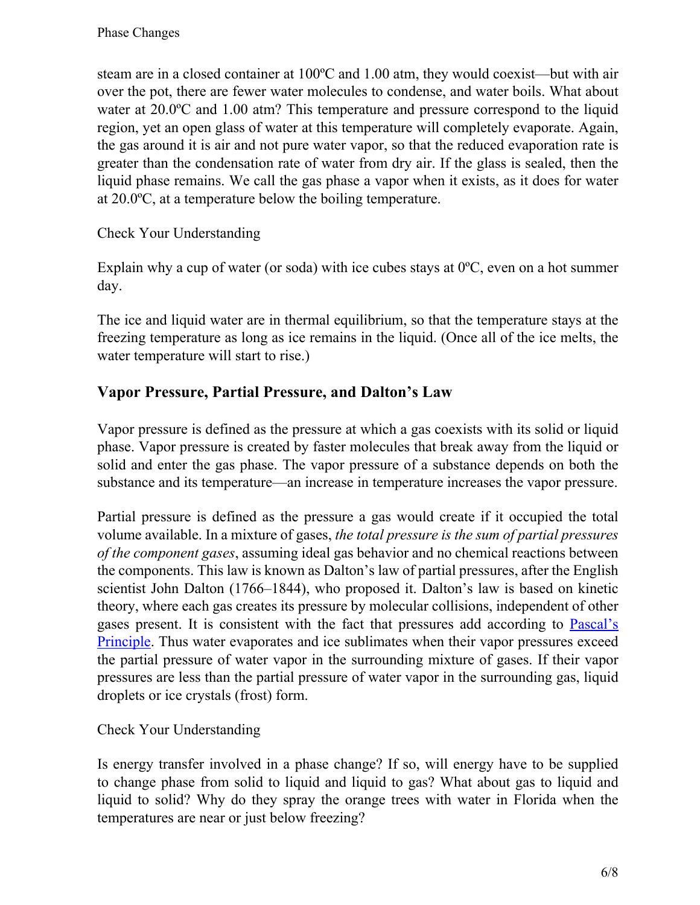steam are in a closed container at 100ºC and 1.00 atm, they would coexist—but with air over the pot, there are fewer water molecules to condense, and water boils. What about water at 20.0ºC and 1.00 atm? This temperature and pressure correspond to the liquid region, yet an open glass of water at this temperature will completely evaporate. Again, the gas around it is air and not pure water vapor, so that the reduced evaporation rate is greater than the condensation rate of water from dry air. If the glass is sealed, then the liquid phase remains. We call the gas phase a vapor when it exists, as it does for water at 20.0ºC, at a temperature below the boiling temperature.

Check Your Understanding

Explain why a cup of water (or soda) with ice cubes stays at 0ºC, even on a hot summer day.

The ice and liquid water are in thermal equilibrium, so that the temperature stays at the freezing temperature as long as ice remains in the liquid. (Once all of the ice melts, the water temperature will start to rise.)

## Vapor Pressure, Partial Pressure, and Dalton's Law

Vapor pressure is defined as the pressure at which a gas coexists with its solid or liquid phase. Vapor pressure is created by faster molecules that break away from the liquid or solid and enter the gas phase. The vapor pressure of a substance depends on both the substance and its temperature—an increase in temperature increases the vapor pressure.

Partial pressure is defined as the pressure a gas would create if it occupied the total volume available. In a mixture of gases, *the total pressure is the sum of partial pressures of the component gases*, assuming ideal gas behavior and no chemical reactions between the components. This law is known as Dalton's law of partial pressures, after the English scientist John Dalton (1766–1844), who proposed it. Dalton's law is based on kinetic theory, where each gas creates its pressure by molecular collisions, independent of other gases present. It is consistent with the fact that pressures add according to Pascal's Principle. Thus water evaporates and ice sublimates when their vapor pressures exceed the partial pressure of water vapor in the surrounding mixture of gases. If their vapor pressures are less than the partial pressure of water vapor in the surrounding gas, liquid droplets or ice crystals (frost) form.

Check Your Understanding

Is energy transfer involved in a phase change? If so, will energy have to be supplied to change phase from solid to liquid and liquid to gas? What about gas to liquid and liquid to solid? Why do they spray the orange trees with water in Florida when the temperatures are near or just below freezing?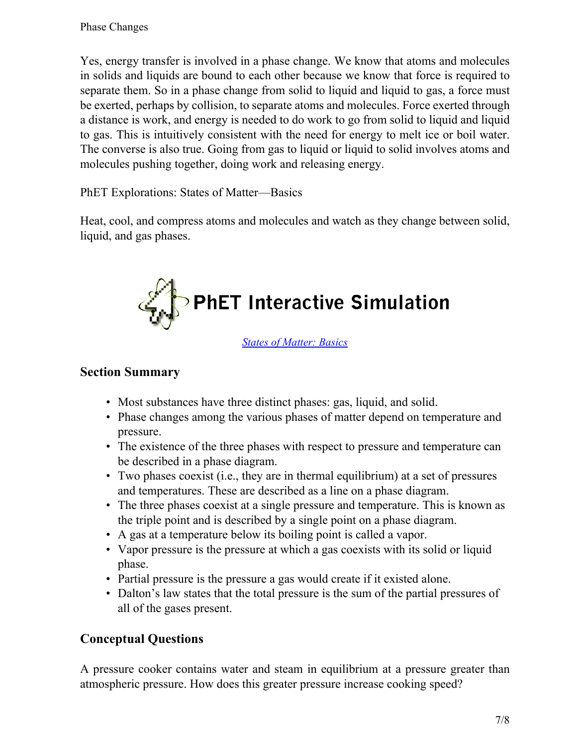Yes, energy transfer is involved in a phase change. We know that atoms and molecules in solids and liquids are bound to each other because we know that force is required to separate them. So in a phase change from solid to liquid and liquid to gas, a force must be exerted, perhaps by collision, to separate atoms and molecules. Force exerted through a distance is work, and energy is needed to do work to go from solid to liquid and liquid to gas. This is intuitively consistent with the need for energy to melt ice or boil water. The converse is also true. Going from gas to liquid or liquid to solid involves atoms and molecules pushing together, doing work and releasing energy.

PhET Explorations: States of Matter—Basics

Heat, cool, and compress atoms and molecules and watch as they change between solid, liquid, and gas phases.

PhET Interactive Simulation

*States of Matter: Basics*

### Section Summary

- Most substances have three distinct phases: gas, liquid, and solid.
- Phase changes among the various phases of matter depend on temperature and pressure.
- The existence of the three phases with respect to pressure and temperature can be described in a phase diagram.
- Two phases coexist (i.e., they are in thermal equilibrium) at a set of pressures and temperatures. These are described as a line on a phase diagram.
- The three phases coexist at a single pressure and temperature. This is known as the triple point and is described by a single point on a phase diagram.
- A gas at a temperature below its boiling point is called a vapor.
- Vapor pressure is the pressure at which a gas coexists with its solid or liquid phase.
- Partial pressure is the pressure a gas would create if it existed alone.
- Dalton's law states that the total pressure is the sum of the partial pressures of all of the gases present.

### Conceptual Questions

A pressure cooker contains water and steam in equilibrium at a pressure greater than atmospheric pressure. How does this greater pressure increase cooking speed?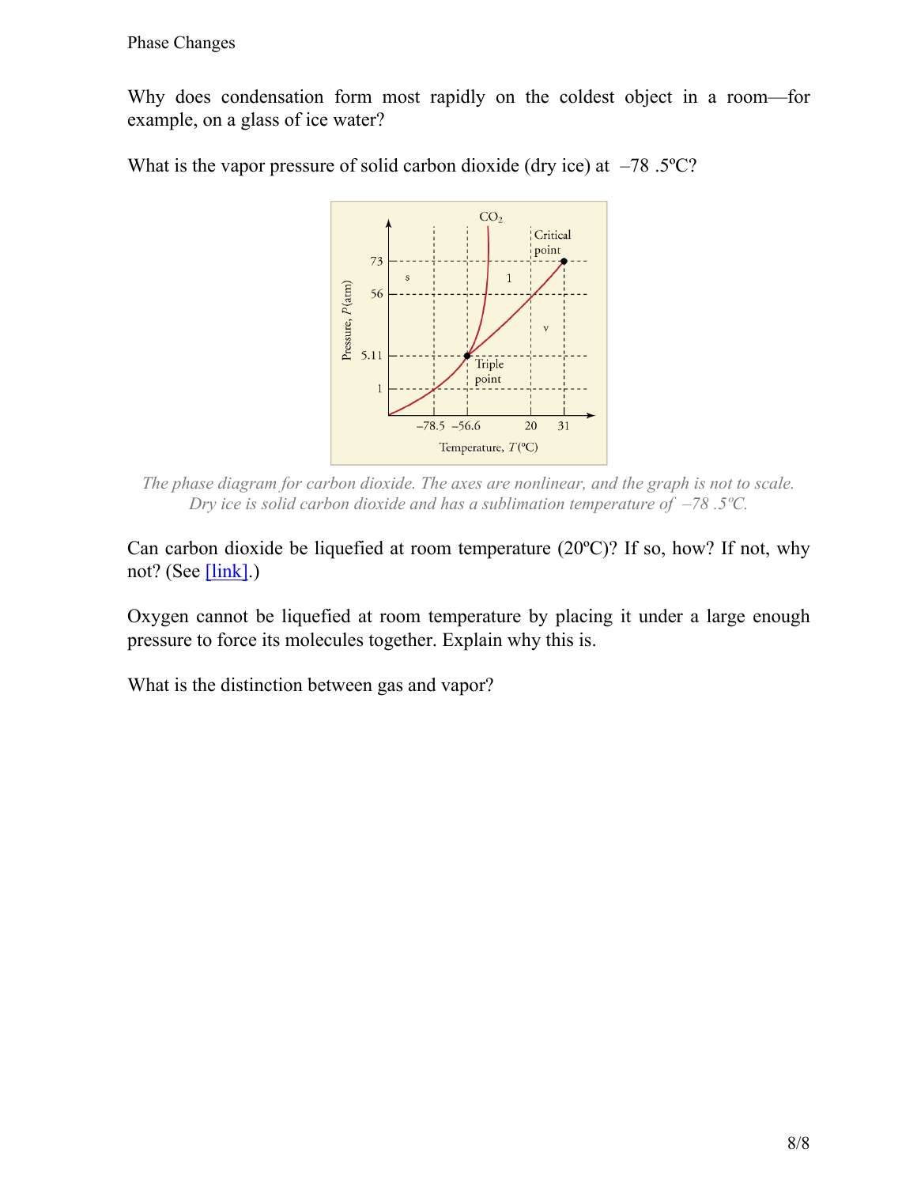Why does condensation form most rapidly on the coldest object in a room—for example, on a glass of ice water?

What is the vapor pressure of solid carbon dioxide (dry ice) at $-78.5\text{ºC}$?

$CO_2$

Critical point

Triple point

Pressure, $P$ (atm)

73

56

5.11

1

s

l

v

−78.5 −56.6 20 31

Temperature, $T$ (ºC)

*The phase diagram for carbon dioxide. The axes are nonlinear, and the graph is not to scale. Dry ice is solid carbon dioxide and has a sublimation temperature of $-78.5\text{ºC}$.*

Can carbon dioxide be liquefied at room temperature (20ºC)? If so, how? If not, why not? (See [link].)

Oxygen cannot be liquefied at room temperature by placing it under a large enough pressure to force its molecules together. Explain why this is.

What is the distinction between gas and vapor?